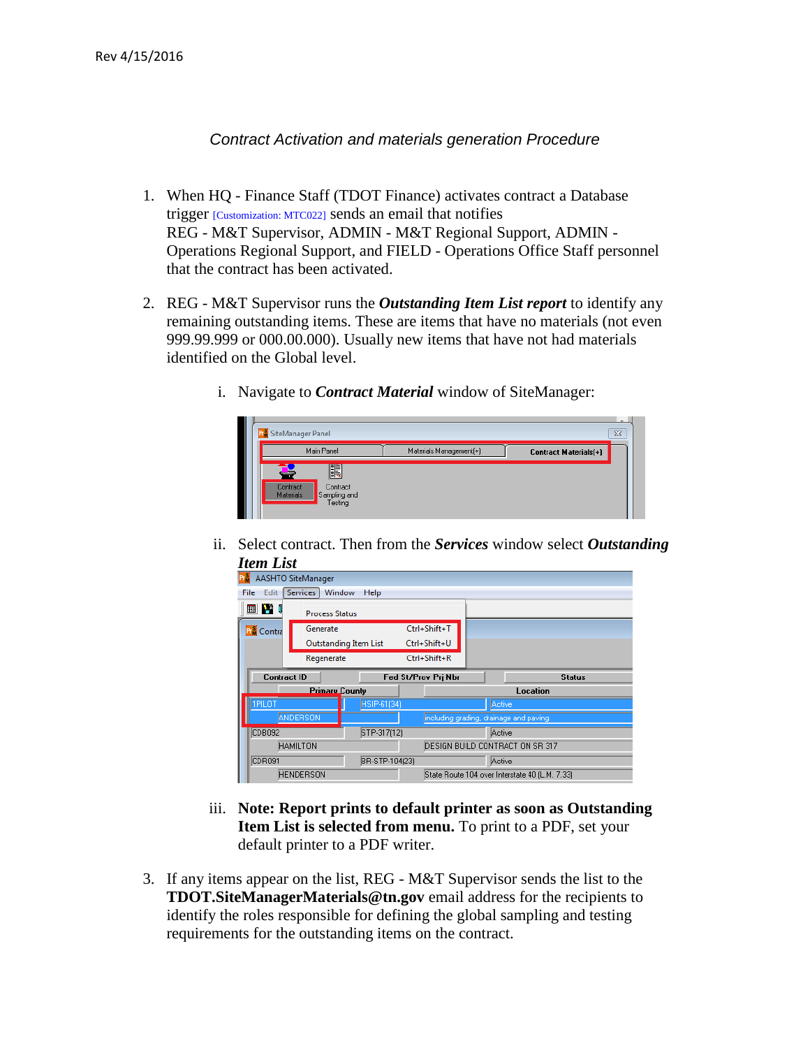Rev 4/15/2016

*Contract Activation and materials generation Procedure*

1. When HQ - Finance Staff (TDOT Finance) activates contract a Database trigger [Customization: MTC022] sends an email that notifies REG - M&T Supervisor, ADMIN - M&T Regional Support, ADMIN - Operations Regional Support, and FIELD - Operations Office Staff personnel that the contract has been activated.

2. REG - M&T Supervisor runs the ***Outstanding Item List report*** to identify any remaining outstanding items. These are items that have no materials (not even 999.99.999 or 000.00.000). Usually new items that have not had materials identified on the Global level.

   i. Navigate to ***Contract Material*** window of SiteManager:

   ii. Select contract. Then from the ***Services*** window select ***Outstanding Item List***

   iii. **Note: Report prints to default printer as soon as Outstanding Item List is selected from menu.** To print to a PDF, set your default printer to a PDF writer.

3. If any items appear on the list, REG - M&T Supervisor sends the list to the **TDOT.SiteManagerMaterials@tn.gov** email address for the recipients to identify the roles responsible for defining the global sampling and testing requirements for the outstanding items on the contract.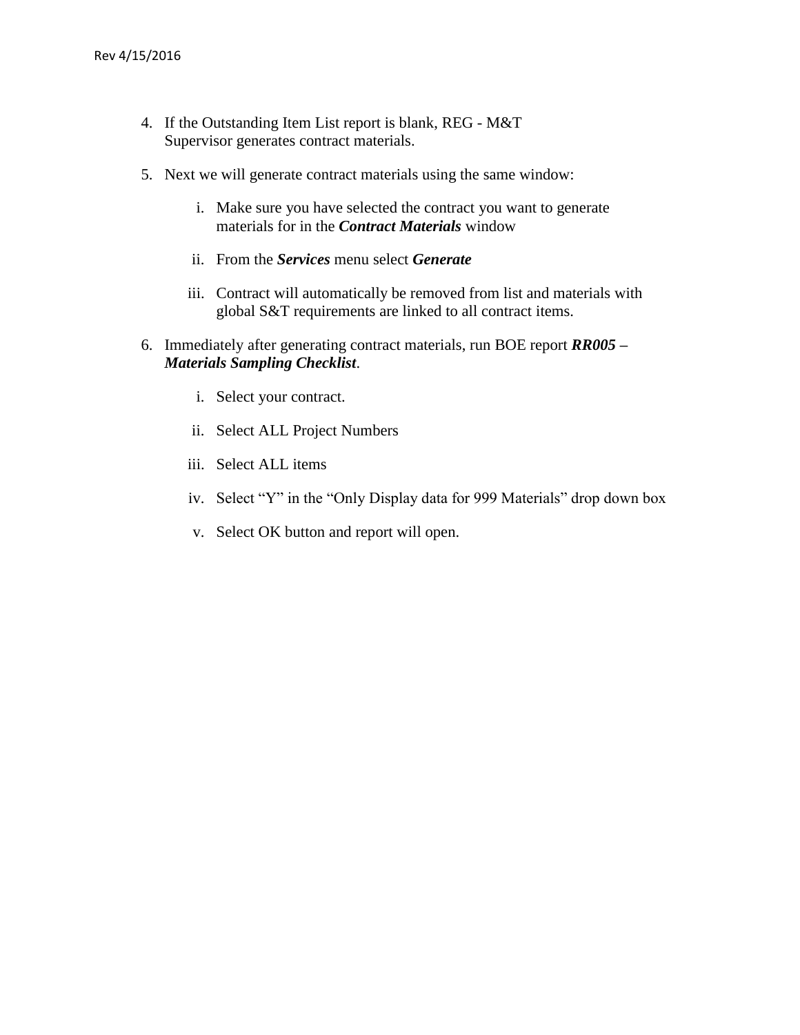4. If the Outstanding Item List report is blank, REG - M&T Supervisor generates contract materials.

5. Next we will generate contract materials using the same window:

    i. Make sure you have selected the contract you want to generate materials for in the ***Contract Materials*** window

    ii. From the ***Services*** menu select ***Generate***

    iii. Contract will automatically be removed from list and materials with global S&T requirements are linked to all contract items.

6. Immediately after generating contract materials, run BOE report ***RR005 – Materials Sampling Checklist***.

    i. Select your contract.

    ii. Select ALL Project Numbers

    iii. Select ALL items

    iv. Select “Y” in the “Only Display data for 999 Materials” drop down box

    v. Select OK button and report will open.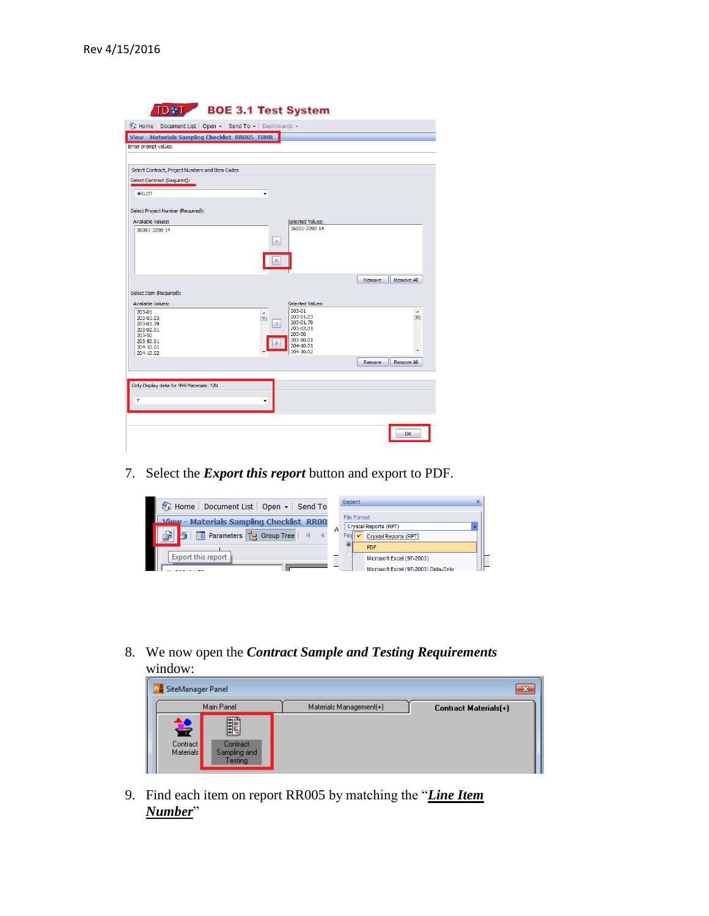Rev 4/15/2016

7. Select the ***Export this report*** button and export to PDF.

8. We now open the ***Contract Sample and Testing Requirements*** window:

9. Find each item on report RR005 by matching the "***<u>Line Item Number</u>***"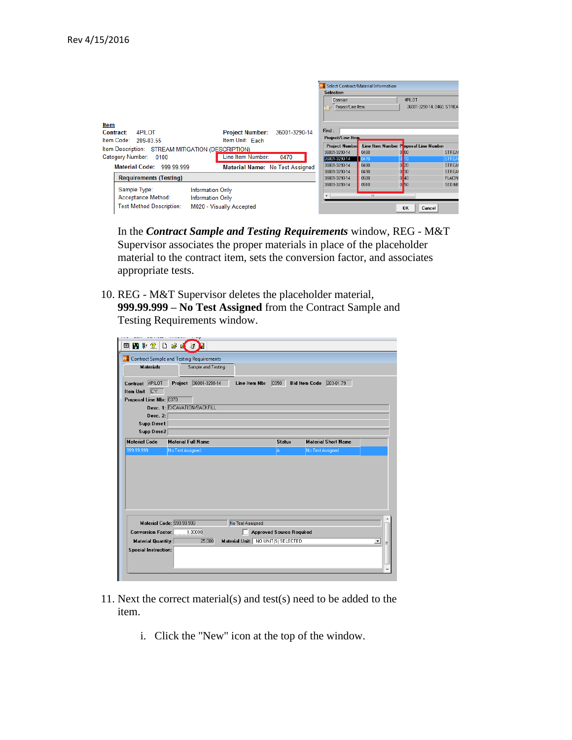Rev 4/15/2016

In the ***Contract Sample and Testing Requirements*** window, REG - M&T Supervisor associates the proper materials in place of the placeholder material to the contract item, sets the conversion factor, and associates appropriate tests.

10. REG - M&T Supervisor deletes the placeholder material, **999.99.999 – No Test Assigned** from the Contract Sample and Testing Requirements window.

11. Next the correct material(s) and test(s) need to be added to the item.

    i. Click the "New" icon at the top of the window.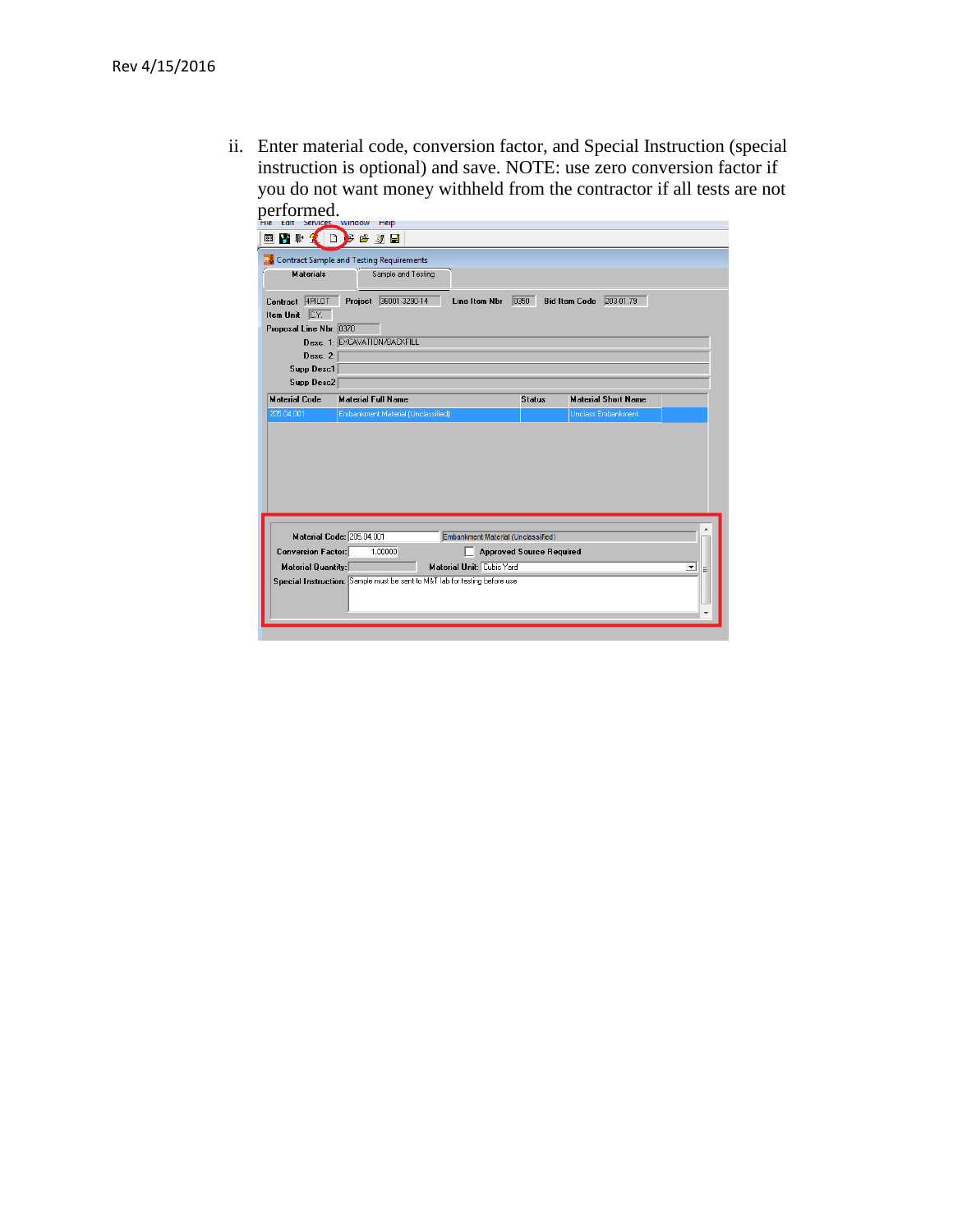ii. Enter material code, conversion factor, and Special Instruction (special instruction is optional) and save. NOTE: use zero conversion factor if you do not want money withheld from the contractor if all tests are not performed.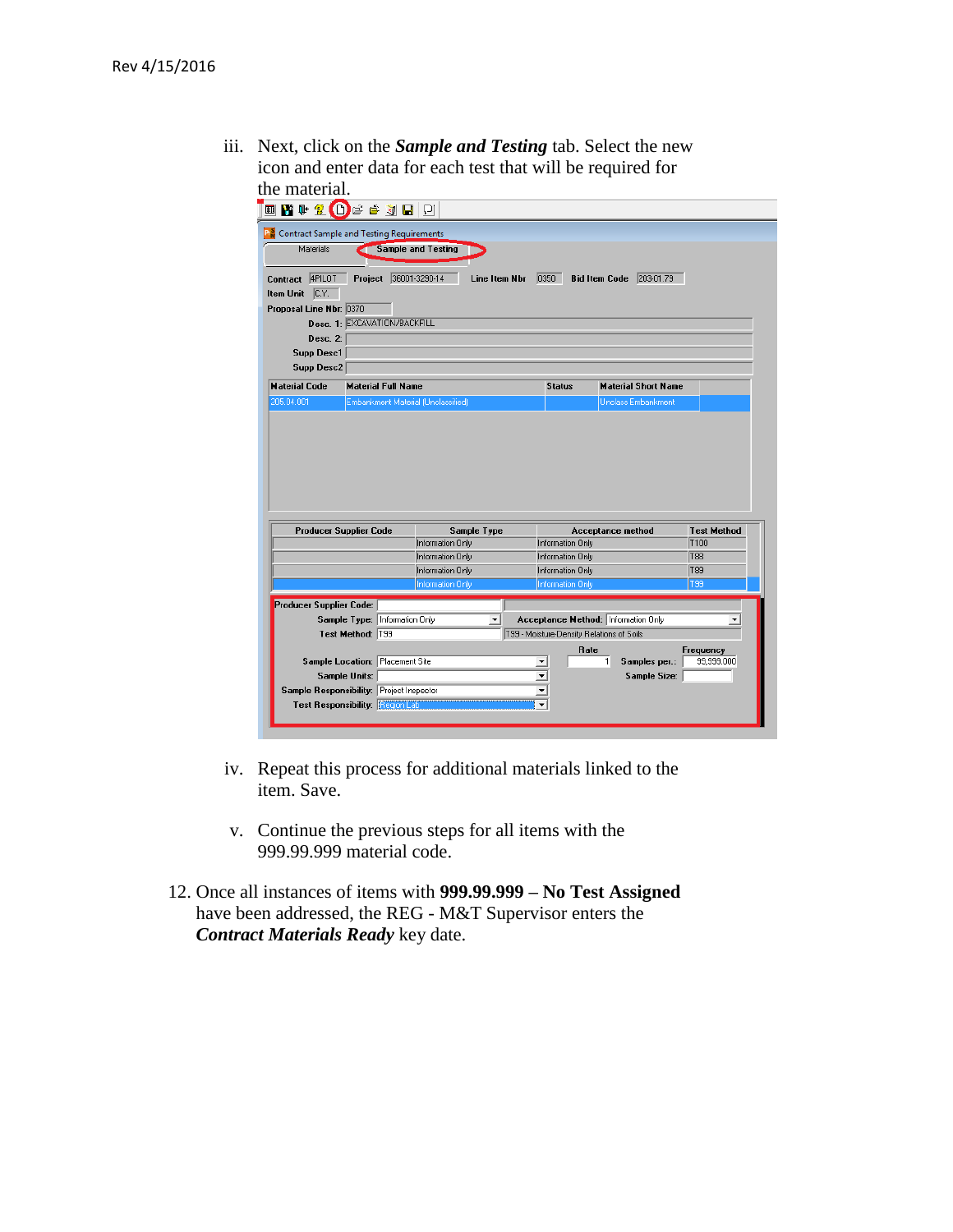Rev 4/15/2016

iii. Next, click on the ***Sample and Testing*** tab. Select the new icon and enter data for each test that will be required for the material.

iv. Repeat this process for additional materials linked to the item. Save.

v. Continue the previous steps for all items with the 999.99.999 material code.

12. Once all instances of items with **999.99.999 – No Test Assigned** have been addressed, the REG - M&T Supervisor enters the ***Contract Materials Ready*** key date.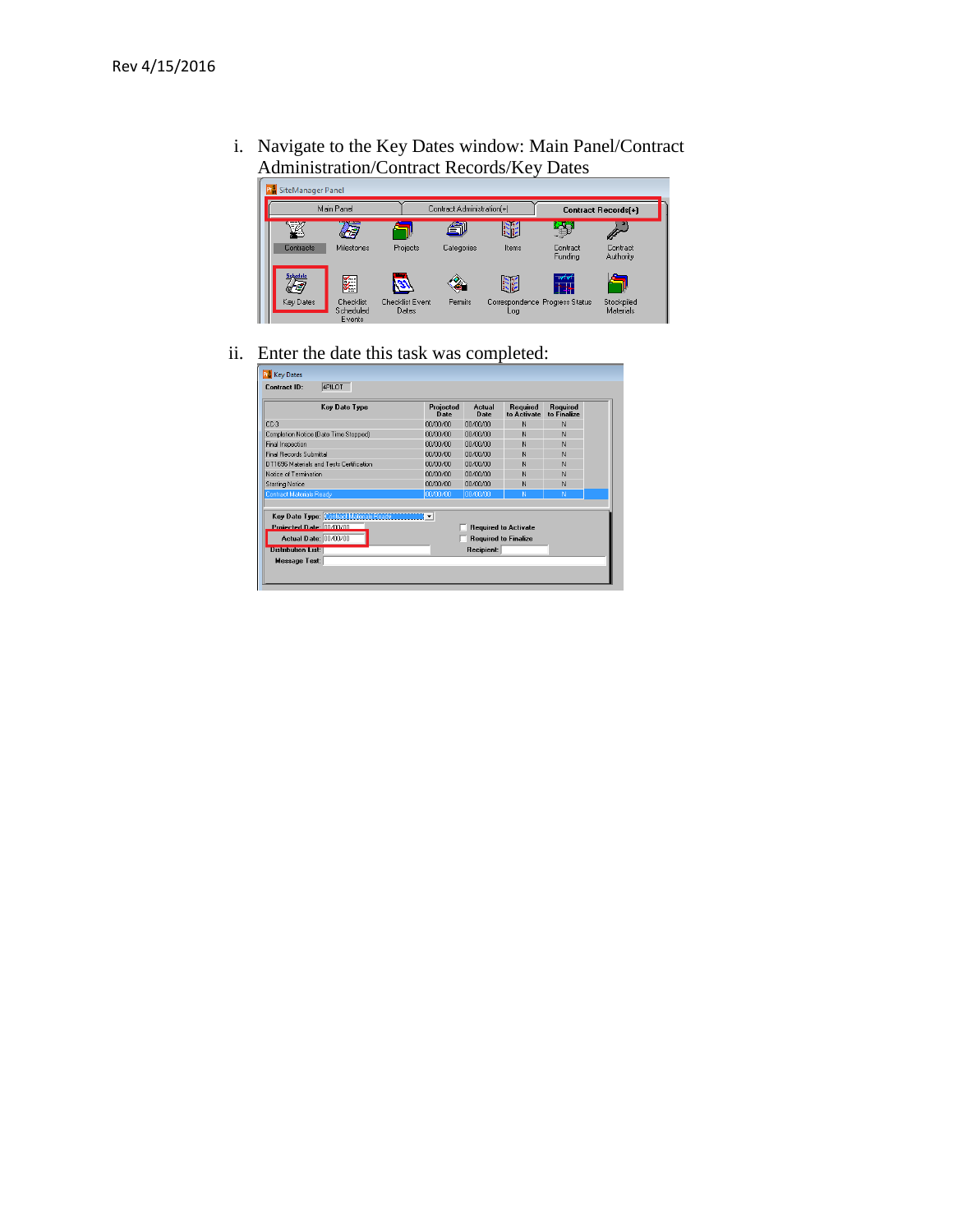i. Navigate to the Key Dates window: Main Panel/Contract Administration/Contract Records/Key Dates

ii. Enter the date this task was completed: